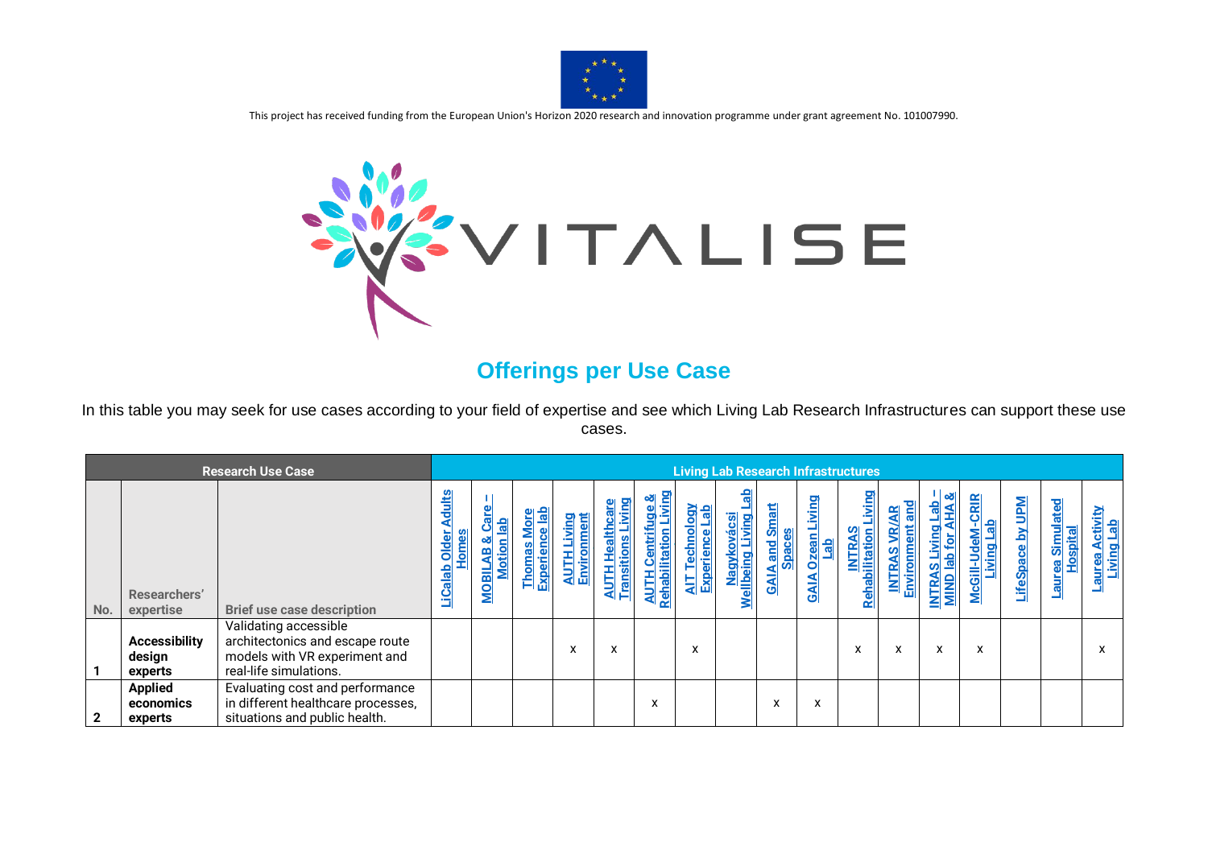This project has received funding from the European Union's Horizon 2020 research and innovation programme under grant agreement No. 101007990.

## Offerings per Use Case

In this table you may seek for use cases according to your field of expertise and see which Living Lab Research Infrastructures can support these use cases.

| Research Use Case | | | Living Lab Research Infrastructures | | | | | | | | | | | | | | | | |
|---|---|---|---|---|---|---|---|---|---|---|---|---|---|---|---|---|---|---|---|
| No. | Researchers' expertise | Brief use case description | LiCalab Older Adults Homes | MOBILAB & Care – Motion lab | Thomas More Experience lab | AUTH Living Environment | AUTH Healthcare Transitions Living | AUTH Centrifuge & Rehabilitation Living | AIT Technology Experience Lab | Nagykovácsi Wellbeing Living Lab | GAIA and Smart Spaces | GAIA Ozean Living Lab | INTRAS Rehabilitation Living | INTRAS VR/AR Environment and | INTRAS Living Lab – MIND lab for AHA & | McGill-UdeM-CRIR Living Lab | LifeSpace by UPM | Laurea Simulated Hospital | Laurea Activity Living Lab |
| 1 | **Accessibility design experts** | Validating accessible architectonics and escape route models with VR experiment and real-life simulations. | | | | x | x | | x | | | | x | x | x | x | | | x |
| 2 | **Applied economics experts** | Evaluating cost and performance in different healthcare processes, situations and public health. | | | | | | x | | | x | x | | | | | | | |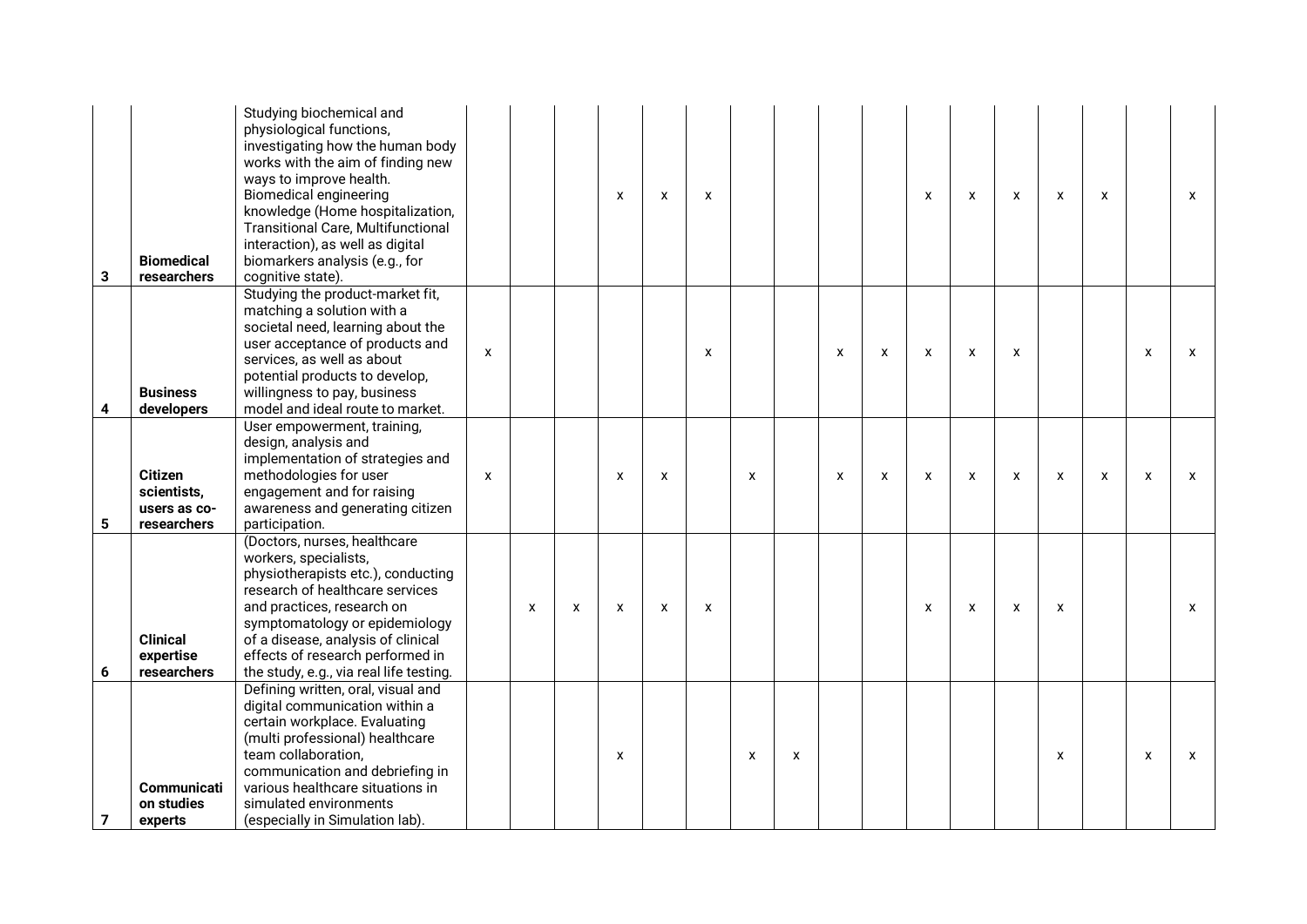| | | | | | | | | | | | | | | | | | | | |
|---|---|---|---|---|---|---|---|---|---|---|---|---|---|---|---|---|---|---|---|
| 3 | **Biomedical researchers** | Studying biochemical and physiological functions, investigating how the human body works with the aim of finding new ways to improve health. Biomedical engineering knowledge (Home hospitalization, Transitional Care, Multifunctional interaction), as well as digital biomarkers analysis (e.g., for cognitive state). | | | | x | x | x | | | | | x | x | x | x | x | | x |
| 4 | **Business developers** | Studying the product-market fit, matching a solution with a societal need, learning about the user acceptance of products and services, as well as about potential products to develop, willingness to pay, business model and ideal route to market. | x | | | | | x | | | x | x | x | x | x | | | x | x |
| 5 | **Citizen scientists, users as co-researchers** | User empowerment, training, design, analysis and implementation of strategies and methodologies for user engagement and for raising awareness and generating citizen participation. | x | | | x | x | | x | | x | x | x | x | x | x | x | x | x |
| 6 | **Clinical expertise researchers** | (Doctors, nurses, healthcare workers, specialists, physiotherapists etc.), conducting research of healthcare services and practices, research on symptomatology or epidemiology of a disease, analysis of clinical effects of research performed in the study, e.g., via real life testing. | | x | x | x | x | x | | | | | x | x | x | x | | | x |
| 7 | **Communication studies experts** | Defining written, oral, visual and digital communication within a certain workplace. Evaluating (multi professional) healthcare team collaboration, communication and debriefing in various healthcare situations in simulated environments (especially in Simulation lab). | | | | x | | | x | x | | | | | | x | | x | x |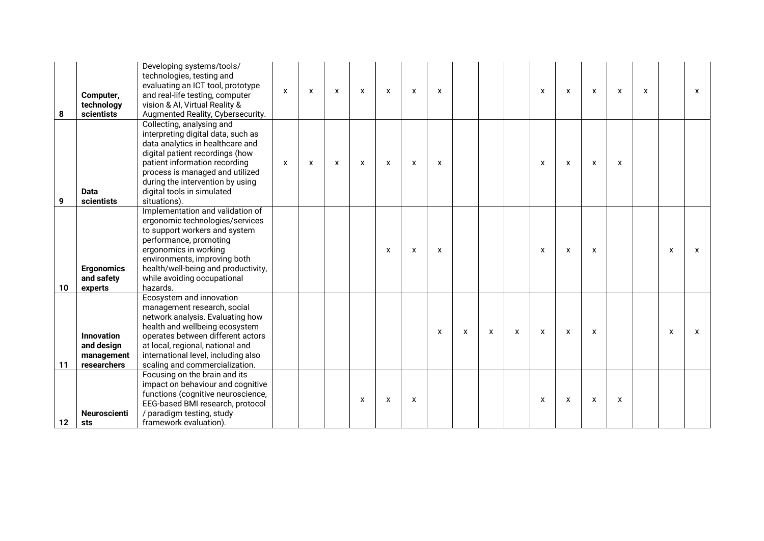| | | | | | | | | | | | | | | | | | | | |
|---|---|---|---|---|---|---|---|---|---|---|---|---|---|---|---|---|---|---|---|
| 8 | **Computer, technology scientists** | Developing systems/tools/ technologies, testing and evaluating an ICT tool, prototype and real-life testing, computer vision & AI, Virtual Reality & Augmented Reality, Cybersecurity. | x | x | x | x | x | x | x | | | | x | x | x | x | x | | x |
| 9 | **Data scientists** | Collecting, analysing and interpreting digital data, such as data analytics in healthcare and digital patient recordings (how patient information recording process is managed and utilized during the intervention by using digital tools in simulated situations). | x | x | x | x | x | x | x | | | | x | x | x | x | | | |
| 10 | **Ergonomics and safety experts** | Implementation and validation of ergonomic technologies/services to support workers and system performance, promoting ergonomics in working environments, improving both health/well-being and productivity, while avoiding occupational hazards. | | | | | x | x | x | | | | x | x | x | | | x | x |
| 11 | **Innovation and design management researchers** | Ecosystem and innovation management research, social network analysis. Evaluating how health and wellbeing ecosystem operates between different actors at local, regional, national and international level, including also scaling and commercialization. | | | | | | | x | x | x | x | x | x | x | | | x | x |
| 12 | **Neuroscientists** | Focusing on the brain and its impact on behaviour and cognitive functions (cognitive neuroscience, EEG-based BMI research, protocol / paradigm testing, study framework evaluation). | | | | x | x | x | | | | | x | x | x | x | | | |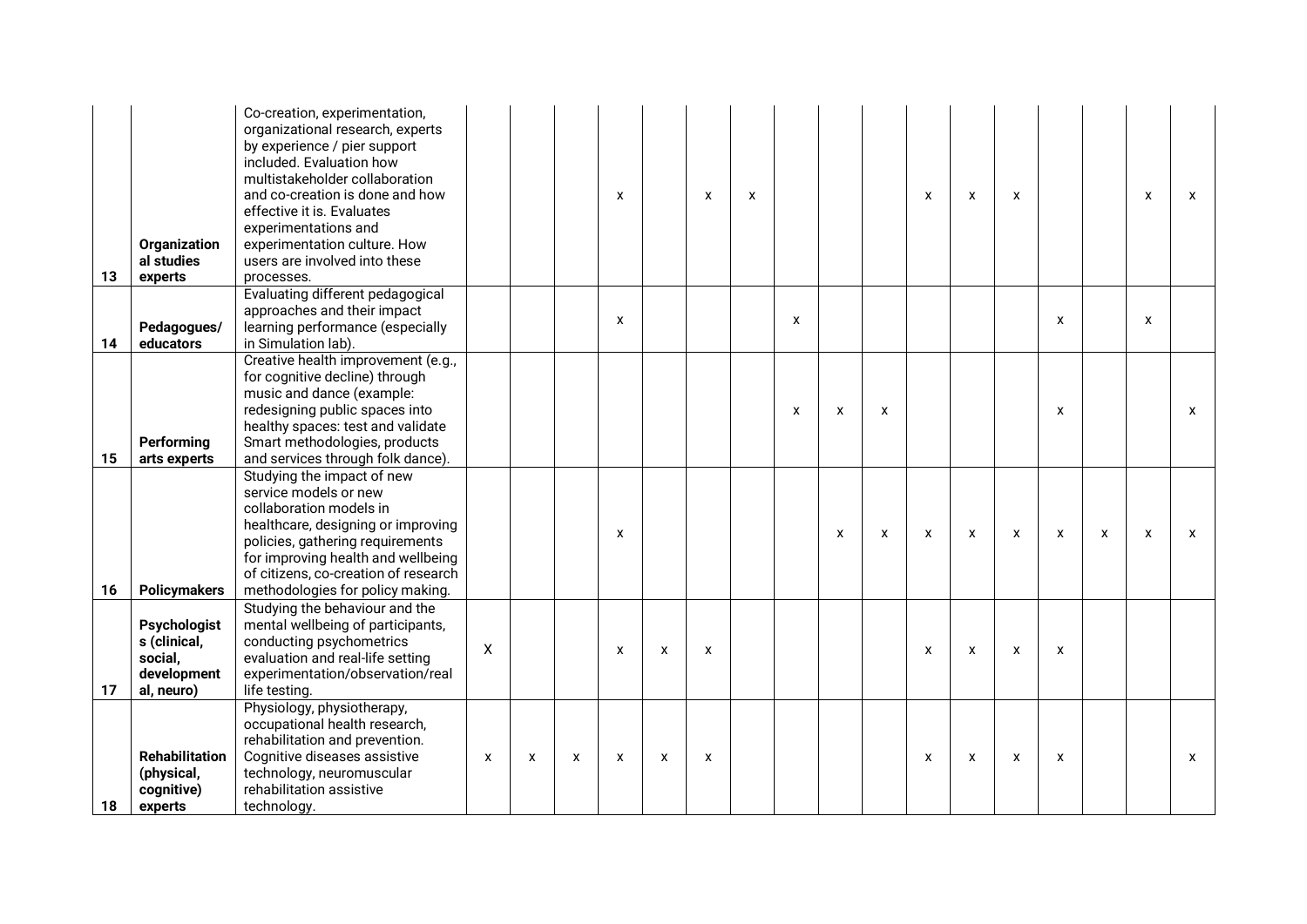| | | | | | | | | | | | | | | | | | | | |
|---|---|---|---|---|---|---|---|---|---|---|---|---|---|---|---|---|---|---|---|
| 13 | **Organizational studies experts** | Co-creation, experimentation, organizational research, experts by experience / pier support included. Evaluation how multistakeholder collaboration and co-creation is done and how effective it is. Evaluates experimentations and experimentation culture. How users are involved into these processes. | | | | x | | x | x | | | | x | x | x | | | x | x |
| 14 | **Pedagogues/ educators** | Evaluating different pedagogical approaches and their impact learning performance (especially in Simulation lab). | | | | x | | | | x | | | | | | x | | x | |
| 15 | **Performing arts experts** | Creative health improvement (e.g., for cognitive decline) through music and dance (example: redesigning public spaces into healthy spaces: test and validate Smart methodologies, products and services through folk dance). | | | | | | | | x | x | x | | | | x | | | x |
| 16 | **Policymakers** | Studying the impact of new service models or new collaboration models in healthcare, designing or improving policies, gathering requirements for improving health and wellbeing of citizens, co-creation of research methodologies for policy making. | | | | x | | | | | x | x | x | x | x | x | x | x | x |
| 17 | **Psychologists (clinical, social, developmental, neuro)** | Studying the behaviour and the mental wellbeing of participants, conducting psychometrics evaluation and real-life setting experimentation/observation/real life testing. | X | | | x | x | x | | | | | x | x | x | x | | | |
| 18 | **Rehabilitation (physical, cognitive) experts** | Physiology, physiotherapy, occupational health research, rehabilitation and prevention. Cognitive diseases assistive technology, neuromuscular rehabilitation assistive technology. | x | x | x | x | x | x | | | | | x | x | x | x | | | x |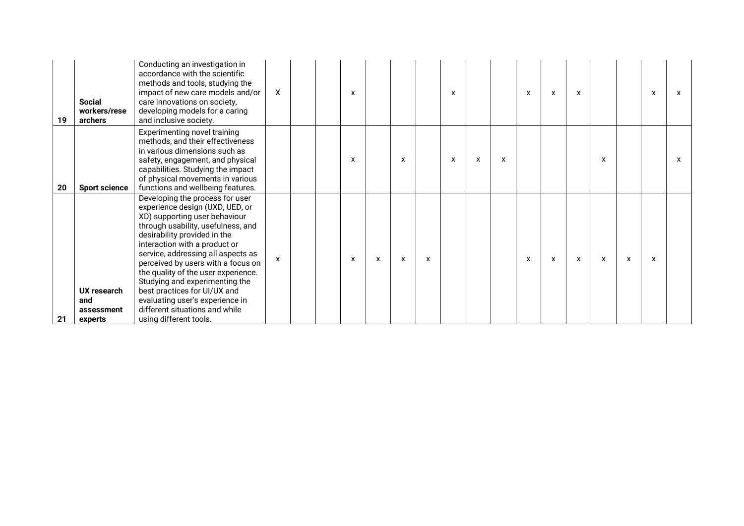| | | | | | | | | | | | | | | | | | | | | |
|---|---|---|---|---|---|---|---|---|---|---|---|---|---|---|---|---|---|---|---|---|
| 19 | **Social workers/researchers** | Conducting an investigation in accordance with the scientific methods and tools, studying the impact of new care models and/or care innovations on society, developing models for a caring and inclusive society. | X | | | x | | | | x | | | x | x | x | | | x | x |
| 20 | **Sport science** | Experimenting novel training methods, and their effectiveness in various dimensions such as safety, engagement, and physical capabilities. Studying the impact of physical movements in various functions and wellbeing features. | | | | x | | x | | x | x | x | | | | x | | | x |
| 21 | **UX research and assessment experts** | Developing the process for user experience design (UXD, UED, or XD) supporting user behaviour through usability, usefulness, and desirability provided in the interaction with a product or service, addressing all aspects as perceived by users with a focus on the quality of the user experience. Studying and experimenting the best practices for UI/UX and evaluating user's experience in different situations and while using different tools. | x | | | x | x | x | x | | | | x | x | x | x | x | x | |